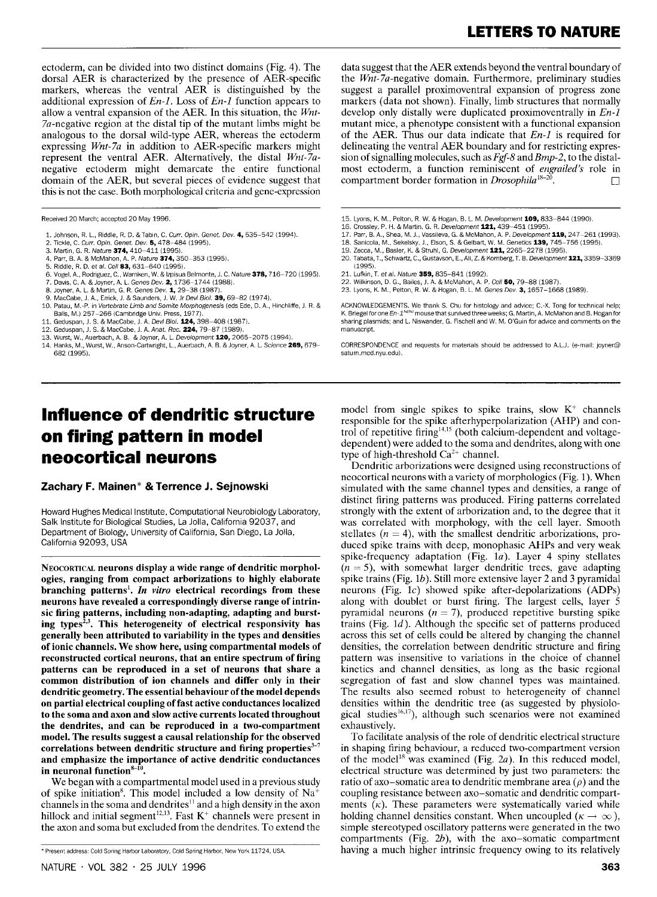ectoderm, can be divided into two distinct domains (Fig. 4). The dorsal AER is characterized by the presence of AER-specific markers, whereas the ventral AER is distinguished by the additional expression of *En-1*. Loss of *En-1* function appears to allow a ventral expansion of the AER. In this situation, the *Wnt-7a*-negative region at the distal tip of the mutant limbs might be analogous to the dorsal wild-type AER, whereas the ectoderm expressing *Wnt-7a* in addition to AER-specific markers might represent the ventral AER. Alternatively, the distal *Wnt-7a*-negative ectoderm might demarcate the entire functional domain of the AER, but several pieces of evidence suggest that this is not the case. Both morphological criteria and gene-expression data suggest that the AER extends beyond the ventral boundary of the *Wnt-7a*-negative domain. Furthermore, preliminary studies suggest a parallel proximoventral expansion of progress zone markers (data not shown). Finally, limb structures that normally develop only distally were duplicated proximoventrally in *En-1* mutant mice, a phenotype consistent with a functional expansion of the AER. Thus our data indicate that *En-1* is required for delineating the ventral AER boundary and for restricting expression of signalling molecules, such as *Fgf-8* and *Bmp-2*, to the distal-most ectoderm, a function reminiscent of *engrailed's* role in compartment border formation in *Drosophila*[18–20]. □

Received 20 March; accepted 20 May 1996.

1. Johnson, R. L., Riddle, R. D. & Tabin, C. *Curr. Opin. Genet. Dev.* **4**, 535–542 (1994).
2. Tickle, C. *Curr. Opin. Genet. Dev.* **5**, 478–484 (1995).
3. Martin, G. R. *Nature* **374**, 410–411 (1995).
4. Parr, B. A. & McMahon, A. P. *Nature* **374**, 350–353 (1995).
5. Riddle, R. D. *et al. Cell* **83**, 631–640 (1995).
6. Vogel, A., Rodriguez, C., Warnken, W. & Izpisúa Belmonte, J. C. *Nature* **378**, 716–720 (1995).
7. Davis, C. A. & Joyner, A. L. *Genes Dev.* **2**, 1736–1744 (1988).
8. Joyner, A. L. & Martin, G. R. *Genes Dev.* **1**, 29–38 (1987).
9. MacCabe, J. A., Errick, J. & Saunders, J. W. Jr *Devl Biol.* **39**, 69–82 (1974).
10. Patau, M.-P. in *Vertebrate Limb and Somite Morphogenesis* (eds Ede, D. A., Hinchliffe, J. R. & Balls, M.) 257–266 (Cambridge Univ. Press, 1977).
11. Geduspan, J. S. & MacCabe, J. A. *Devl Biol.* **124**, 398–408 (1987).
12. Geduspan, J. S. & MacCabe, J. A. *Anat. Rec.* **224**, 79–87 (1989).
13. Wurst, W., Auerbach, A. B. & Joyner, A. L. *Development* **120**, 2065–2075 (1994).
14. Hanks, M., Wurst, W., Anson-Cartwright, L., Auerbach, A. B. & Joyner, A. L. *Science* **269**, 679–682 (1995).
15. Lyons, K. M., Pelton, R. W. & Hogan, B. L. M. *Development* **109**, 833–844 (1990).
16. Crossley, P. H. & Martin, G. R. *Development* **121**, 439–451 (1995).
17. Parr, B. A., Shea, M. J., Vassileva, G. & McMahon, A. P. *Development* **119**, 247–261 (1993).
18. Sanicola, M., Sekelsky, J., Elson, S. & Gelbart, W. M. *Genetics* **139**, 745–756 (1995).
19. Zecca, M., Basler, K. & Struhl, G. *Development* **121**, 2265–2278 (1995).
20. Tabata, T., Schwartz, C., Gustavson, E., Ali, Z. & Kornberg, T. B. *Development* **121**, 3359–3369 (1995).
21. Lufkin, T. *et al. Nature* **359**, 835–841 (1992).
22. Wilkinson, D. G., Bailes, J. A. & McMahon, A. P. *Cell* **50**, 79–88 (1987).
23. Lyons, K. M., Pelton, R. W. & Hogan, B. L. M. *Genes Dev.* **3**, 1657–1668 (1989).

ACKNOWLEDGEMENTS. We thank S. Chu for histology and advice; C.-X. Tong for technical help; K. Briegel for one *En-1*[hd/hd] mouse that survived three weeks; G. Martin, A. McMahon and B. Hogan for sharing plasmids; and L. Niswander, G. Fischell and W. M. O'Guin for advice and comments on the manuscript.

CORRESPONDENCE and requests for materials should be addressed to A.L.J. (e-mail: joyner@saturn.med.nyu.edu).

# Influence of dendritic structure on firing pattern in model neocortical neurons

**Zachary F. Mainen\* & Terrence J. Sejnowski**

Howard Hughes Medical Institute, Computational Neurobiology Laboratory, Salk Institute for Biological Studies, La Jolla, California 92037, and Department of Biology, University of California, San Diego, La Jolla, California 92093, USA

**Neocortical neurons display a wide range of dendritic morphologies, ranging from compact arborizations to highly elaborate branching patterns[1]. *In vitro* electrical recordings from these neurons have revealed a correspondingly diverse range of intrinsic firing patterns, including non-adapting, adapting and bursting types[2,3]. This heterogeneity of electrical responsivity has generally been attributed to variability in the types and densities of ionic channels. We show here, using compartmental models of reconstructed cortical neurons, that an entire spectrum of firing patterns can be reproduced in a set of neurons that share a common distribution of ion channels and differ only in their dendritic geometry. The essential behaviour of the model depends on partial electrical coupling of fast active conductances localized to the soma and axon and slow active currents located throughout the dendrites, and can be reproduced in a two-compartment model. The results suggest a causal relationship for the observed correlations between dendritic structure and firing properties[3–7] and emphasize the importance of active dendritic conductances in neuronal function[8–10].**

We began with a compartmental model used in a previous study of spike initiation[8]. This model included a low density of $Na^+$ channels in the soma and dendrites[11] and a high density in the axon hillock and initial segment[12,13]. Fast $K^+$ channels were present in the axon and soma but excluded from the dendrites. To extend the model from single spikes to spike trains, slow $K^+$ channels responsible for the spike afterhyperpolarization (AHP) and control of repetitive firing[14,15] (both calcium-dependent and voltage-dependent) were added to the soma and dendrites, along with one type of high-threshold $Ca^{2+}$ channel.

Dendritic arborizations were designed using reconstructions of neocortical neurons with a variety of morphologies (Fig. 1). When simulated with the same channel types and densities, a range of distinct firing patterns was produced. Firing patterns correlated strongly with the extent of arborization and, to the degree that it was correlated with morphology, with the cell layer. Smooth stellates ($n = 4$), with the smallest dendritic arborizations, produced spike trains with deep, monophasic AHPs and very weak spike-frequency adaptation (Fig. 1*a*). Layer 4 spiny stellates ($n = 5$), with somewhat larger dendritic trees, gave adapting spike trains (Fig. 1*b*). Still more extensive layer 2 and 3 pyramidal neurons (Fig. 1*c*) showed spike after-depolarizations (ADPs) along with doublet or burst firing. The largest cells, layer 5 pyramidal neurons ($n = 7$), produced repetitive bursting spike trains (Fig. 1*d*). Although the specific set of patterns produced across this set of cells could be altered by changing the channel densities, the correlation between dendritic structure and firing pattern was insensitive to variations in the choice of channel kinetics and channel densities, as long as the basic regional segregation of fast and slow channel types was maintained. The results also seemed robust to heterogeneity of channel densities within the dendritic tree (as suggested by physiological studies[16,17]), although such scenarios were not examined exhaustively.

To facilitate analysis of the role of dendritic electrical structure in shaping firing behaviour, a reduced two-compartment version of the model[18] was examined (Fig. 2*a*). In this reduced model, electrical structure was determined by just two parameters: the ratio of axo–somatic area to dendritic membrane area ($\rho$) and the coupling resistance between axo–somatic and dendritic compartments ($\kappa$). These parameters were systematically varied while holding channel densities constant. When uncoupled ($\kappa \rightarrow \infty$), simple stereotyped oscillatory patterns were generated in the two compartments (Fig. 2*b*), with the axo–somatic compartment having a much higher intrinsic frequency owing to its relatively

\* Present address: Cold Spring Harbor Laboratory, Cold Spring Harbor, New York 11724, USA.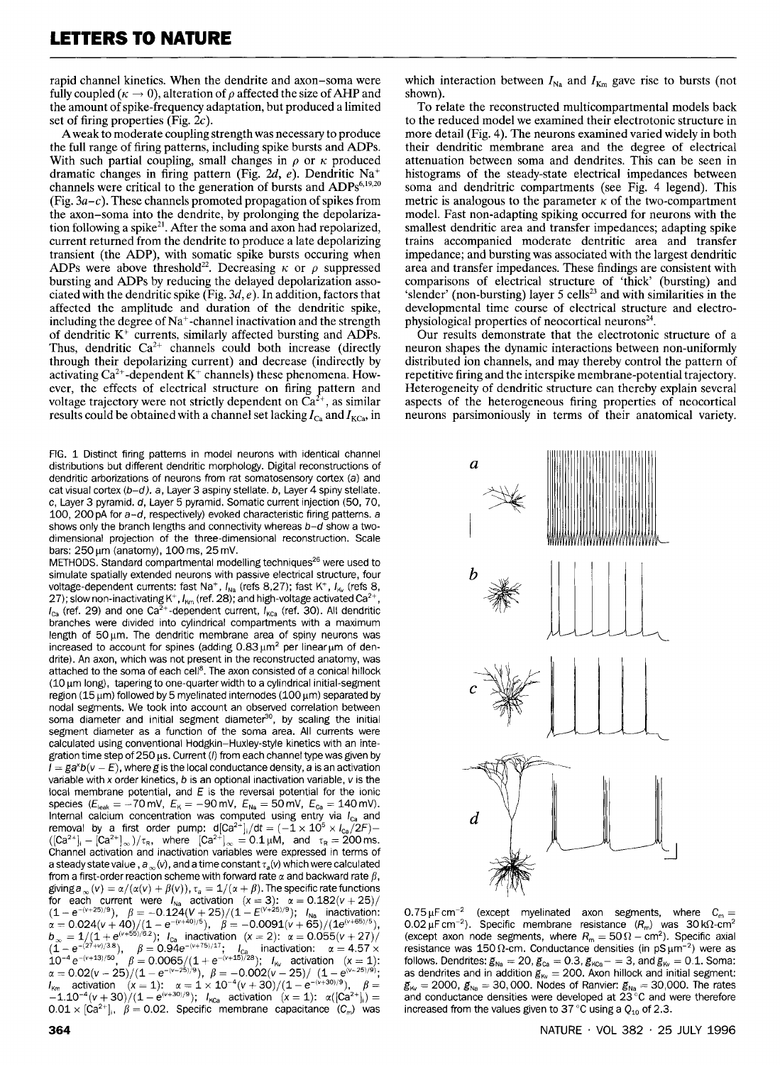rapid channel kinetics. When the dendrite and axon–soma were fully coupled ($\kappa \to 0$), alteration of $\rho$ affected the size of AHP and the amount of spike-frequency adaptation, but produced a limited set of firing properties (Fig. 2*c*).

A weak to moderate coupling strength was necessary to produce the full range of firing patterns, including spike bursts and ADPs. With such partial coupling, small changes in $\rho$ or $\kappa$ produced dramatic changes in firing pattern (Fig. 2*d*, *e*). Dendritic $Na^+$ channels were critical to the generation of bursts and ADPs[6,19,20] (Fig. 3*a–c*). These channels promoted propagation of spikes from the axon–soma into the dendrite, by prolonging the depolarization following a spike[21]. After the soma and axon had repolarized, current returned from the dendrite to produce a late depolarizing transient (the ADP), with somatic spike bursts occuring when ADPs were above threshold[22]. Decreasing $\kappa$ or $\rho$ suppressed bursting and ADPs by reducing the delayed depolarization associated with the dendritic spike (Fig. 3*d*, *e*). In addition, factors that affected the amplitude and duration of the dendritic spike, including the degree of $Na^+$-channel inactivation and the strength of dendritic $K^+$ currents, similarly affected bursting and ADPs. Thus, dendritic $Ca^{2+}$ channels could both increase (directly through their depolarizing current) and decrease (indirectly by activating $Ca^{2+}$-dependent $K^+$ channels) these phenomena. However, the effects of electrical structure on firing pattern and voltage trajectory were not strictly dependent on $Ca^{2+}$, as similar results could be obtained with a channel set lacking $I_{Ca}$ and $I_{KCa}$, in which interaction between $I_{Na}$ and $I_{Km}$ gave rise to bursts (not shown).

To relate the reconstructed multicompartmental models back to the reduced model we examined their electrotonic structure in more detail (Fig. 4). The neurons examined varied widely in both their dendritic membrane area and the degree of electrical attenuation between soma and dendrites. This can be seen in histograms of the steady-state electrical impedances between soma and dendritic compartments (see Fig. 4 legend). This metric is analogous to the parameter $\kappa$ of the two-compartment model. Fast non-adapting spiking occurred for neurons with the smallest dendritic area and transfer impedances; adapting spike trains accompanied moderate dentritic area and transfer impedance; and bursting was associated with the largest dendritic area and transfer impedances. These findings are consistent with comparisons of electrical structure of 'thick' (bursting) and 'slender' (non-bursting) layer 5 cells[23] and with similarities in the developmental time course of electrical structure and electrophysiological properties of neocortical neurons[24].

Our results demonstrate that the electrotonic structure of a neuron shapes the dynamic interactions between non-uniformly distributed ion channels, and may thereby control the pattern of repetitive firing and the interspike membrane-potential trajectory. Heterogeneity of dendritic structure can thereby explain several aspects of the heterogeneous firing properties of neocortical neurons parsimoniously in terms of their anatomical variety.

FIG. 1 Distinct firing patterns in model neurons with identical channel distributions but different dendritic morphology. Digital reconstructions of dendritic arborizations of neurons from rat somatosensory cortex (*a*) and cat visual cortex (*b–d*). *a*, Layer 3 aspiny stellate. *b*, Layer 4 spiny stellate. *c*, Layer 3 pyramid. *d*, Layer 5 pyramid. Somatic current injection (50, 70, 100, 200 pA for *a–d*, respectively) evoked characteristic firing patterns. *a* shows only the branch lengths and connectivity whereas *b–d* show a two-dimensional projection of the three-dimensional reconstruction. Scale bars: 250 μm (anatomy), 100 ms, 25 mV.

METHODS. Standard compartmental modelling techniques[26] were used to simulate spatially extended neurons with passive electrical structure, four voltage-dependent currents: fast $Na^+$, $I_{Na}$ (refs 8,27); fast $K^+$, $I_{Kv}$ (refs 8, 27); slow non-inactivating $K^+$, $I_{Km}$ (ref. 28); and high-voltage activated $Ca^{2+}$, $I_{Ca}$ (ref. 29) and one $Ca^{2+}$-dependent current, $I_{KCa}$ (ref. 30). All dendritic branches were divided into cylindrical compartments with a maximum length of 50 μm. The dendritic membrane area of spiny neurons was increased to account for spines (adding 0.83 μm² per linear μm of dendrite). An axon, which was not present in the reconstructed anatomy, was attached to the soma of each cell[8]. The axon consisted of a conical hillock (10 μm long), tapering to one-quarter width to a cylindrical initial-segment region (15 μm) followed by 5 myelinated internodes (100 μm) separated by nodal segments. We took into account an observed correlation between soma diameter and initial segment diameter[30], by scaling the initial segment diameter as a function of the soma area. All currents were calculated using conventional Hodgkin–Huxley-style kinetics with an integration time step of 250 μs. Current ($I$) from each channel type was given by $I = ga^x b(v - E)$, where $g$ is the local conductance density, $a$ is an activation variable with $x$ order kinetics, $b$ is an optional inactivation variable, $v$ is the local membrane potential, and $E$ is the reversal potential for the ionic species ($E_{leak} = -70$ mV, $E_K = -90$ mV, $E_{Na} = 50$ mV, $E_{Ca} = 140$ mV). Internal calcium concentration was computed using entry via $I_{Ca}$ and removal by a first order pump: $d[Ca^{2+}]_i/dt = (-1 \times 10^5 \times I_{Ca}/2F) - ([Ca^{2+}]_i - [Ca^{2+}]_\infty)/\tau_R$, where $[Ca^{2+}]_\infty = 0.1$ μM, and $\tau_R = 200$ ms. Channel activation and inactivation variables were expressed in terms of a steady state value, $a_\infty(v)$, and a time constant $\tau_a(v)$ which were calculated from a first-order reaction scheme with forward rate $\alpha$ and backward rate $\beta$, giving $a_\infty(v) = \alpha/(\alpha(v) + \beta(v))$, $\tau_a = 1/(\alpha + \beta)$. The specific rate functions for each current were $I_{Na}$ activation ($x = 3$): $\alpha = 0.182(v + 25)/(1 - e^{-(v+25)/9})$, $\beta = -0.124(V + 25)/(1 - E^{(V+25)/9})$; $I_{Na}$ inactivation: $\alpha = 0.024(v + 40)/(1 - e^{-(v+40)/5})$, $\beta = -0.0091(v + 65)/(1e^{(v+65)/5})$, $b_\infty = 1/(1 + e^{(v+55)/6.2})$; $I_{Ca}$ inactivation ($x = 2$): $\alpha = 0.055(v + 27)/(1 - e^{-(27+v)/3.8})$, $\beta = 0.94e^{-(v+75)/17}$; $I_{Ca}$ inactivation: $\alpha = 4.57 \times 10^{-4} e^{-(v+13)/50}$, $\beta = 0.0065/(1 + e^{-(v+15)/28})$; $I_{Kv}$ activation ($x = 1$): $\alpha = 0.02(v - 25)/(1 - e^{-(v-25)/9})$, $\beta = -0.002(v - 25)/(1 - e^{(v-25)/9})$; $I_{Km}$ activation ($x = 1$): $\alpha = 1 \times 10^{-4}(v + 30)/(1 - e^{-(v+30)/9})$, $\beta = -1.10^{-4}(v + 30)/(1 - e^{(v+30)/9})$; $I_{KCa}$ activation ($x = 1$): $\alpha([Ca^{2+}]_i) = 0.01 \times [Ca^{2+}]_i$, $\beta = 0.02$. Specific membrane capacitance ($C_m$) was 0.75 μF cm$^{-2}$ (except myelinated axon segments, where $C_m = 0.02$ μF cm$^{-2}$). Specific membrane resistance ($R_m$) was 30 kΩ-cm² (except axon node segments, where $R_m = 50\,\Omega - $cm²). Specific axial resistance was 150 Ω-cm. Conductance densities (in pS μm$^{-2}$) were as follows. Dendrites: $g_{Na} = 20$, $g_{Ca} = 0.3$, $g_{KCa} = 3$, and $g_{Km} = 0.1$. Soma: as dendrites and in addition $g_{Kv} = 200$. Axon hillock and initial segment: $g_{Kv} = 2000$, $g_{Na} = 30,000$. Nodes of Ranvier: $g_{Na} = 30,000$. The rates and conductance densities were developed at 23 °C and were therefore increased from the values given to 37 °C using a $Q_{10}$ of 2.3.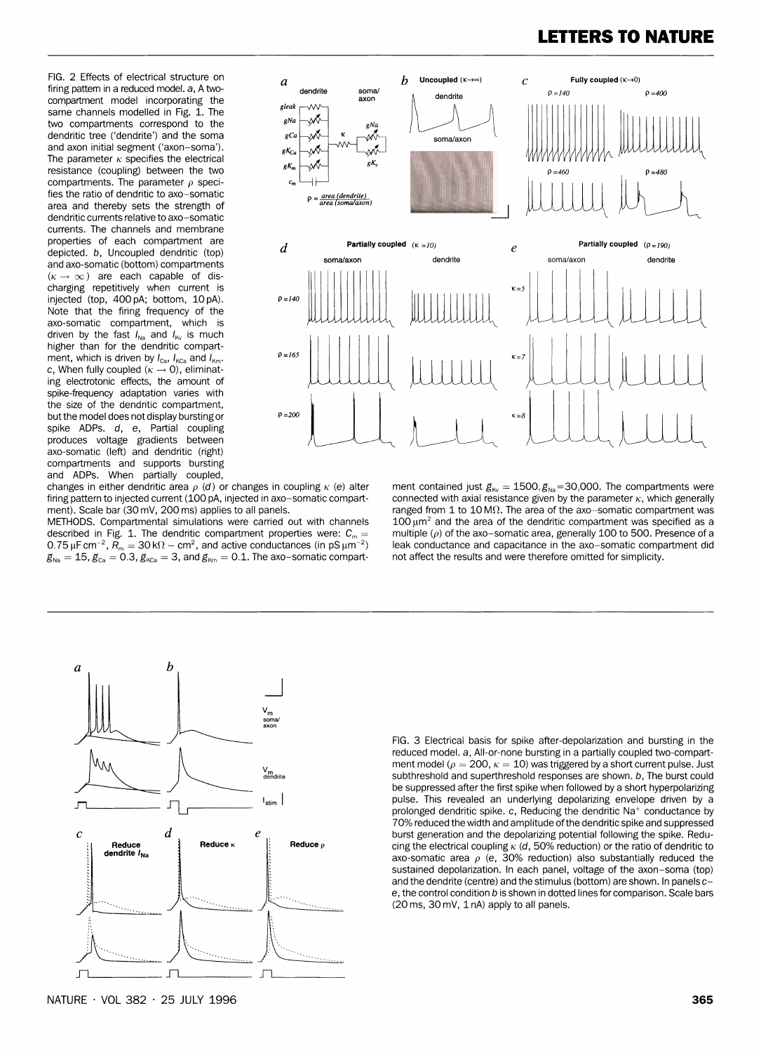FIG. 2 Effects of electrical structure on firing pattern in a reduced model. *a*, A two-compartment model incorporating the same channels modelled in Fig. 1. The two compartments correspond to the dendritic tree ('dendrite') and the soma and axon initial segment ('axon–soma'). The parameter $\kappa$ specifies the electrical resistance (coupling) between the two compartments. The parameter $\rho$ specifies the ratio of dendritic to axo–somatic area and thereby sets the strength of dendritic currents relative to axo–somatic currents. The channels and membrane properties of each compartment are depicted. *b*, Uncoupled dendritic (top) and axo-somatic (bottom) compartments ($\kappa \rightarrow \infty$) are each capable of discharging repetitively when current is injected (top, 400 pA; bottom, 10 pA). Note that the firing frequency of the axo-somatic compartment, which is driven by the fast $I_{Na}$ and $I_{Kv}$ is much higher than for the dendritic compartment, which is driven by $I_{Ca}$, $I_{KCa}$ and $I_{Km}$. *c*, When fully coupled ($\kappa \rightarrow 0$), eliminating electrotonic effects, the amount of spike-frequency adaptation varies with the size of the dendritic compartment, but the model does not display bursting or spike ADPs. *d*, *e*, Partial coupling produces voltage gradients between axo-somatic (left) and dendritic (right) compartments and supports bursting and ADPs. When partially coupled, changes in either dendritic area $\rho$ (*d*) or changes in coupling $\kappa$ (*e*) alter firing pattern to injected current (100 pA, injected in axo–somatic compartment). Scale bar (30 mV, 200 ms) applies to all panels.

METHODS. Compartmental simulations were carried out with channels described in Fig. 1. The dendritic compartment properties were: $C_m = 0.75\,\mu F\,cm^{-2}$, $R_m = 30\,k\Omega - cm^2$, and active conductances (in $pS\,\mu m^{-2}$) $\bar{g}_{Na} = 15$, $\bar{g}_{Ca} = 0.3$, $\bar{g}_{KCa} = 3$, and $\bar{g}_{Km} = 0.1$. The axo–somatic compartment contained just $\bar{g}_{Kv} = 1500$, $\bar{g}_{Na} = 30,000$. The compartments were connected with axial resistance given by the parameter $\kappa$, which generally ranged from 1 to 10 MΩ. The area of the axo–somatic compartment was $100\,\mu m^2$ and the area of the dendritic compartment was specified as a multiple ($\rho$) of the axo–somatic area, generally 100 to 500. Presence of a leak conductance and capacitance in the axo–somatic compartment did not affect the results and were therefore omitted for simplicity.

FIG. 3 Electrical basis for spike after-depolarization and bursting in the reduced model. *a*, All-or-none bursting in a partially coupled two-compartment model ($\rho = 200$, $\kappa = 10$) was triggered by a short current pulse. Just subthreshold and superthreshold responses are shown. *b*, The burst could be suppressed after the first spike when followed by a short hyperpolarizing pulse. This revealed an underlying depolarizing envelope driven by a prolonged dendritic spike. *c*, Reducing the dendritic $Na^+$ conductance by 70% reduced the width and amplitude of the dendritic spike and suppressed burst generation and the depolarizing potential following the spike. Reducing the electrical coupling $\kappa$ (*d*, 50% reduction) or the ratio of dendritic to axo-somatic area $\rho$ (*e*, 30% reduction) also substantially reduced the sustained depolarization. In each panel, voltage of the axon–soma (top) and the dendrite (centre) and the stimulus (bottom) are shown. In panels *c*–*e*, the control condition *b* is shown in dotted lines for comparison. Scale bars (20 ms, 30 mV, 1 nA) apply to all panels.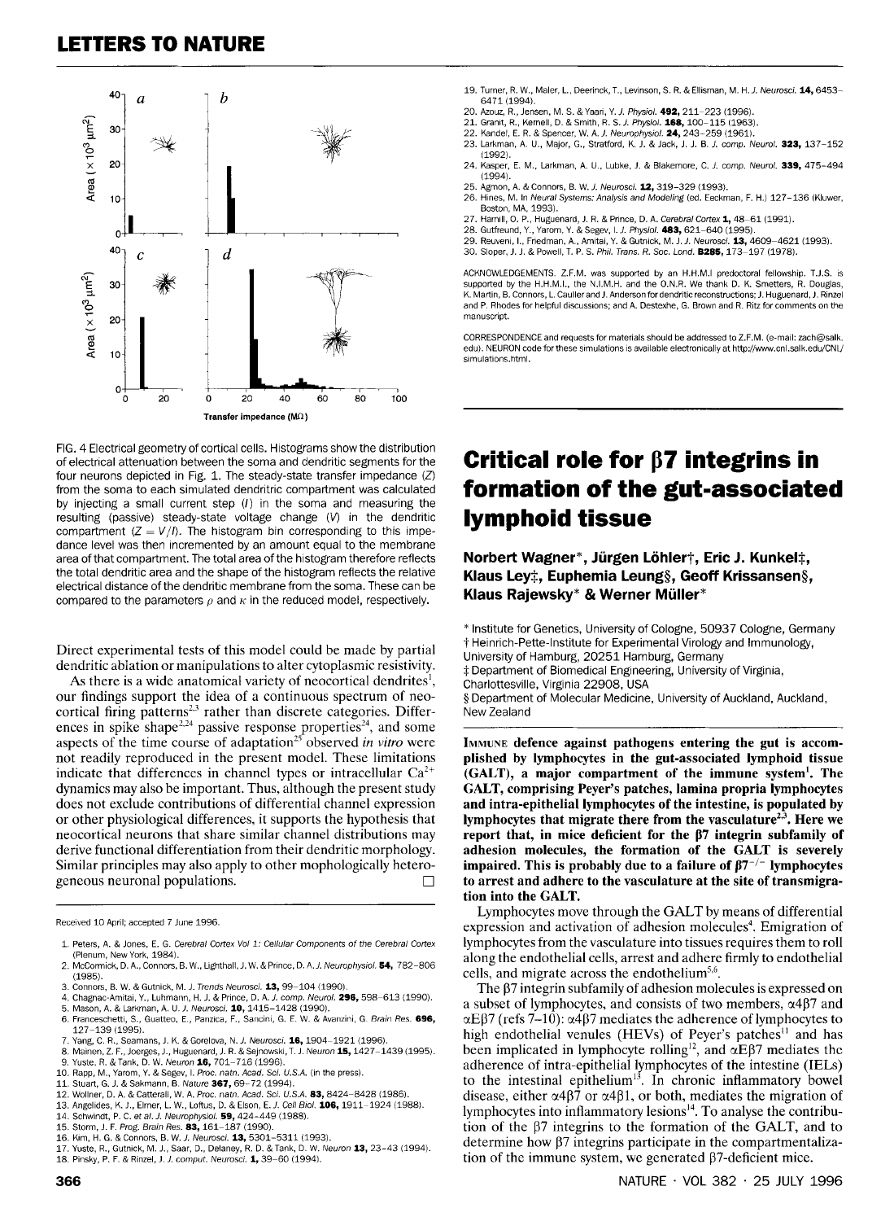40
a
b
Area ($\times 10^3$ µm$^2$)
30
20
10
0
40
c
d
Area ($\times 10^3$ µm$^2$)
30
20
10
0
0 20 0 20 40 60 80 100
Transfer impedance (MΩ)

FIG. 4 Electrical geometry of cortical cells. Histograms show the distribution of electrical attenuation between the soma and dendritic segments for the four neurons depicted in Fig. 1. The steady-state transfer impedance ($Z$) from the soma to each simulated dendritic compartment was calculated by injecting a small current step ($I$) in the soma and measuring the resulting (passive) steady-state voltage change ($V$) in the dendritic compartment ($Z = V/I$). The histogram bin corresponding to this impedance level was then incremented by an amount equal to the membrane area of that compartment. The total area of the histogram therefore reflects the total dendritic area and the shape of the histogram reflects the relative electrical distance of the dendritic membrane from the soma. These can be compared to the parameters $\rho$ and $\kappa$ in the reduced model, respectively.

Direct experimental tests of this model could be made by partial dendritic ablation or manipulations to alter cytoplasmic resistivity.

As there is a wide anatomical variety of neocortical dendrites[1], our findings support the idea of a continuous spectrum of neocortical firing patterns[2,3] rather than discrete categories. Differences in spike shape[2,24] passive response properties[24], and some aspects of the time course of adaptation[25] observed *in vitro* were not readily reproduced in the present model. These limitations indicate that differences in channel types or intracellular $Ca^{2+}$ dynamics may also be important. Thus, although the present study does not exclude contributions of differential channel expression or other physiological differences, it supports the hypothesis that neocortical neurons that share similar channel distributions may derive functional differentiation from their dendritic morphology. Similar principles may also apply to other mophologically heterogeneous neuronal populations. □

Received 10 April; accepted 7 June 1996.

1. Peters, A. & Jones, E. G. *Cerebral Cortex Vol 1: Cellular Components of the Cerebral Cortex* (Plenum, New York, 1984).
2. McCormick, D. A., Connors, B. W., Lighthall, J. W. & Prince, D. A. *J. Neurophysiol.* **54,** 782–806 (1985).
3. Connors, B. W. & Gutnick, M. J. *Trends Neurosci.* **13,** 99–104 (1990).
4. Chagnac-Amitai, Y., Luhmann, H. J. & Prince, D. A. *J. comp. Neurol.* **296,** 598–613 (1990).
5. Mason, A. & Larkman, A. U. *J. Neurosci.* **10,** 1415–1428 (1990).
6. Franceschetti, S., Guatteo, E., Panzica, F., Sancini, G. E. W. & Avanzini, G. *Brain Res.* **696,** 127–139 (1995).
7. Yang, C. R., Seamans, J. K. & Gorelova, N. *J. Neurosci.* **16,** 1904–1921 (1996).
8. Mainen, Z. F., Joerges, J., Huguenard, J. R. & Sejnowski, T. J. *Neuron* **15,** 1427–1439 (1995).
9. Yuste, R. & Tank, D. W. *Neuron* **16,** 701–716 (1996).
10. Rapp, M., Yarom, Y. & Segev, I. *Proc. natn. Acad. Sci. U.S.A.* (in the press).
11. Stuart, G. J. & Sakmann, B. *Nature* **367,** 69–72 (1994).
12. Wollner, D. A. & Catterall, W. A. *Proc. natn. Acad. Sci. U.S.A.* **83,** 8424–8428 (1986).
13. Angelides, K. J., Elmer, L. W., Loftus, D. & Elson, E. *J. Cell Biol.* **106,** 1911–1924 (1988).
14. Schwindt, P. C. *et al. J. Neurophysiol.* **59,** 424–449 (1988).
15. Storm, J. F. *Prog. Brain Res.* **83,** 161–187 (1990).
16. Kim, H. G. & Connors, B. W. *J. Neurosci.* **13,** 5301–5311 (1993).
17. Yuste, R., Gutnick, M. J., Saar, D., Delaney, R. D. & Tank, D. W. *Neuron* **13,** 23–43 (1994).
18. Pinsky, P. F. & Rinzel, J. *J. comput. Neurosci.* **1,** 39–60 (1994).
19. Turner, R. W., Maler, L., Deerinck, T., Levinson, S. R. & Ellisman, M. H. *J. Neurosci.* **14,** 6453–6471 (1994).
20. Azouz, R., Jensen, M. S. & Yaari, Y. *J. Physiol.* **492,** 211–223 (1996).
21. Granit, R., Kernell, D. & Smith, R. S. *J. Physiol.* **168,** 100–115 (1963).
22. Kandel, E. R. & Spencer, W. A. *J. Neurophysiol.* **24,** 243–259 (1961).
23. Larkman, A. U., Major, G., Stratford, K. J. & Jack, J. J. B. *J. comp. Neurol.* **323,** 137–152 (1992).
24. Kasper, E. M., Larkman, A. U., Lubke, J. & Blakemore, C. *J. comp. Neurol.* **339,** 475–494 (1994).
25. Agmon, A. & Connors, B. W. *J. Neurosci.* **12,** 319–329 (1993).
26. Hines, M. In *Neural Systems: Analysis and Modeling* (ed. Eeckman, F. H.) 127–136 (Kluwer, Boston, MA, 1993).
27. Hamill, O. P., Huguenard, J. R. & Prince, D. A. *Cerebral Cortex* **1,** 48–61 (1991).
28. Gutfreund, Y., Yarom, Y. & Segev, I. *J. Physiol.* **483,** 621–640 (1995).
29. Reuveni, I., Friedman, A., Amitai, Y. & Gutnick, M. J. *J. Neurosci.* **13,** 4609–4621 (1993).
30. Sloper, J. J. & Powell, T. P. S. *Phil. Trans. R. Soc. Lond.* **B285,** 173–197 (1978).

ACKNOWLEDGEMENTS. Z.F.M. was supported by an H.H.M.I predoctoral fellowship. T.J.S. is supported by the H.H.M.I., the N.I.M.H. and the O.N.R. We thank D. K. Smetters, R. Douglas, K. Martin, B. Connors, L. Cauller and J. Anderson for dendritic reconstructions; J. Huguenard, J. Rinzel and P. Rhodes for helpful discussions; and A. Destexhe, G. Brown and R. Ritz for comments on the manuscript.

CORRESPONDENCE and requests for materials should be addressed to Z.F.M. (e-mail: zach@salk.edu). NEURON code for these simulations is available electronically at http://www.cnl.salk.edu/CNL/simulations.html.

# Critical role for β7 integrins in formation of the gut-associated lymphoid tissue

**Norbert Wagner\*, Jürgen Löhler†, Eric J. Kunkel‡, Klaus Ley‡, Euphemia Leung§, Geoff Krissansen§, Klaus Rajewsky\* & Werner Müller\***

\* Institute for Genetics, University of Cologne, 50937 Cologne, Germany
† Heinrich-Pette-Institute for Experimental Virology and Immunology, University of Hamburg, 20251 Hamburg, Germany
‡ Department of Biomedical Engineering, University of Virginia, Charlottesville, Virginia 22908, USA
§ Department of Molecular Medicine, University of Auckland, Auckland, New Zealand

**IMMUNE defence against pathogens entering the gut is accomplished by lymphocytes in the gut-associated lymphoid tissue (GALT), a major compartment of the immune system[1]. The GALT, comprising Peyer's patches, lamina propria lymphocytes and intra-epithelial lymphocytes of the intestine, is populated by lymphocytes that migrate there from the vasculature[2,3]. Here we report that, in mice deficient for the β7 integrin subfamily of adhesion molecules, the formation of the GALT is severely impaired. This is probably due to a failure of $\beta7^{-/-}$ lymphocytes to arrest and adhere to the vasculature at the site of transmigration into the GALT.**

Lymphocytes move through the GALT by means of differential expression and activation of adhesion molecules[4]. Emigration of lymphocytes from the vasculature into tissues requires them to roll along the endothelial cells, arrest and adhere firmly to endothelial cells, and migrate across the endothelium[5,6].

The β7 integrin subfamily of adhesion molecules is expressed on a subset of lymphocytes, and consists of two members, α4β7 and αEβ7 (refs 7–10): α4β7 mediates the adherence of lymphocytes to high endothelial venules (HEVs) of Peyer's patches[11] and has been implicated in lymphocyte rolling[12], and αEβ7 mediates the adherence of intra-epithelial lymphocytes of the intestine (IELs) to the intestinal epithelium[13]. In chronic inflammatory bowel disease, either α4β7 or α4β1, or both, mediates the migration of lymphocytes into inflammatory lesions[14]. To analyse the contribution of the β7 integrins to the formation of the GALT, and to determine how β7 integrins participate in the compartmentalization of the immune system, we generated β7-deficient mice.